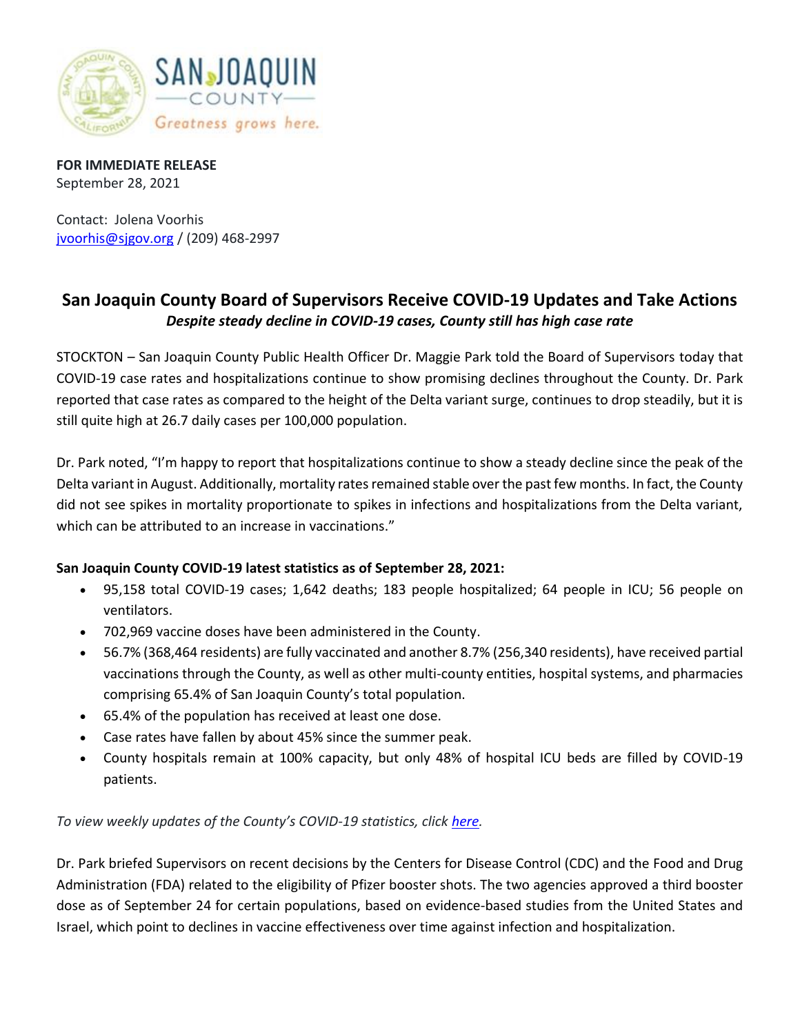**FOR IMMEDIATE RELEASE**
September 28, 2021

Contact: Jolena Voorhis
jvoorhis@sjgov.org / (209) 468-2997

## San Joaquin County Board of Supervisors Receive COVID-19 Updates and Take Actions

***Despite steady decline in COVID-19 cases, County still has high case rate***

STOCKTON – San Joaquin County Public Health Officer Dr. Maggie Park told the Board of Supervisors today that COVID-19 case rates and hospitalizations continue to show promising declines throughout the County. Dr. Park reported that case rates as compared to the height of the Delta variant surge, continues to drop steadily, but it is still quite high at 26.7 daily cases per 100,000 population.

Dr. Park noted, "I'm happy to report that hospitalizations continue to show a steady decline since the peak of the Delta variant in August. Additionally, mortality rates remained stable over the past few months. In fact, the County did not see spikes in mortality proportionate to spikes in infections and hospitalizations from the Delta variant, which can be attributed to an increase in vaccinations."

**San Joaquin County COVID-19 latest statistics as of September 28, 2021:**

- 95,158 total COVID-19 cases; 1,642 deaths; 183 people hospitalized; 64 people in ICU; 56 people on ventilators.
- 702,969 vaccine doses have been administered in the County.
- 56.7% (368,464 residents) are fully vaccinated and another 8.7% (256,340 residents), have received partial vaccinations through the County, as well as other multi-county entities, hospital systems, and pharmacies comprising 65.4% of San Joaquin County's total population.
- 65.4% of the population has received at least one dose.
- Case rates have fallen by about 45% since the summer peak.
- County hospitals remain at 100% capacity, but only 48% of hospital ICU beds are filled by COVID-19 patients.

*To view weekly updates of the County's COVID-19 statistics, click here.*

Dr. Park briefed Supervisors on recent decisions by the Centers for Disease Control (CDC) and the Food and Drug Administration (FDA) related to the eligibility of Pfizer booster shots. The two agencies approved a third booster dose as of September 24 for certain populations, based on evidence-based studies from the United States and Israel, which point to declines in vaccine effectiveness over time against infection and hospitalization.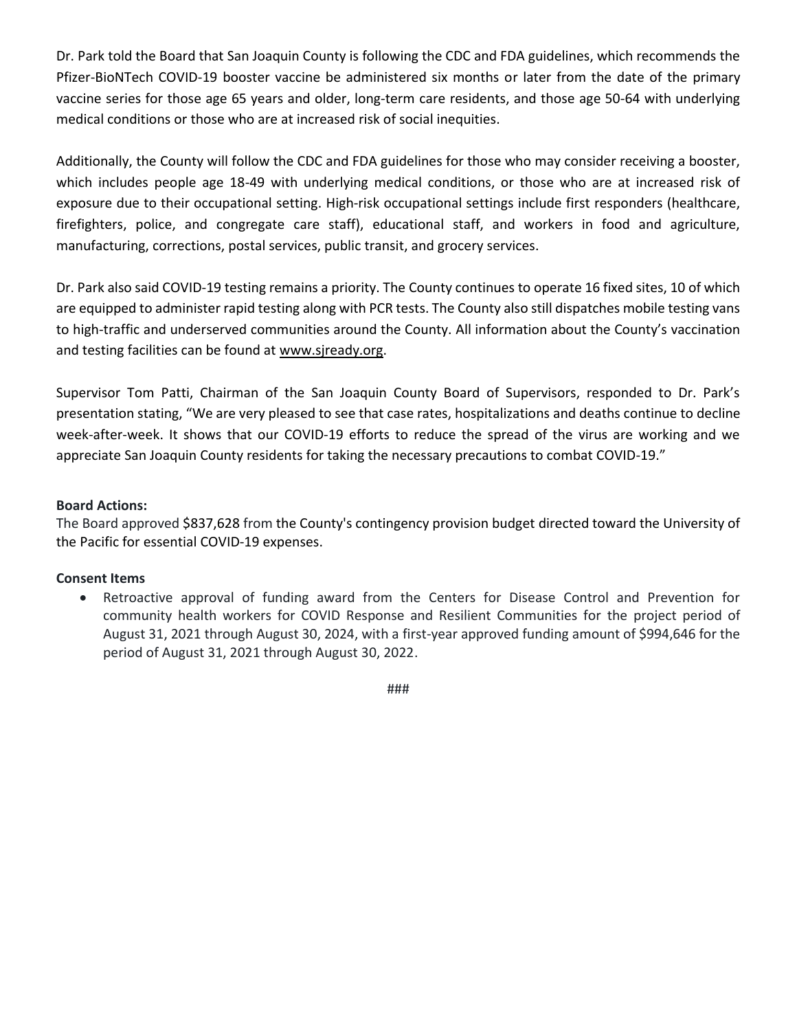Dr. Park told the Board that San Joaquin County is following the CDC and FDA guidelines, which recommends the Pfizer-BioNTech COVID-19 booster vaccine be administered six months or later from the date of the primary vaccine series for those age 65 years and older, long-term care residents, and those age 50-64 with underlying medical conditions or those who are at increased risk of social inequities.

Additionally, the County will follow the CDC and FDA guidelines for those who may consider receiving a booster, which includes people age 18-49 with underlying medical conditions, or those who are at increased risk of exposure due to their occupational setting. High-risk occupational settings include first responders (healthcare, firefighters, police, and congregate care staff), educational staff, and workers in food and agriculture, manufacturing, corrections, postal services, public transit, and grocery services.

Dr. Park also said COVID-19 testing remains a priority. The County continues to operate 16 fixed sites, 10 of which are equipped to administer rapid testing along with PCR tests. The County also still dispatches mobile testing vans to high-traffic and underserved communities around the County. All information about the County's vaccination and testing facilities can be found at www.sjready.org.

Supervisor Tom Patti, Chairman of the San Joaquin County Board of Supervisors, responded to Dr. Park's presentation stating, "We are very pleased to see that case rates, hospitalizations and deaths continue to decline week-after-week. It shows that our COVID-19 efforts to reduce the spread of the virus are working and we appreciate San Joaquin County residents for taking the necessary precautions to combat COVID-19."

**Board Actions:**

The Board approved $837,628 from the County's contingency provision budget directed toward the University of the Pacific for essential COVID-19 expenses.

**Consent Items**

- Retroactive approval of funding award from the Centers for Disease Control and Prevention for community health workers for COVID Response and Resilient Communities for the project period of August 31, 2021 through August 30, 2024, with a first-year approved funding amount of $994,646 for the period of August 31, 2021 through August 30, 2022.

###